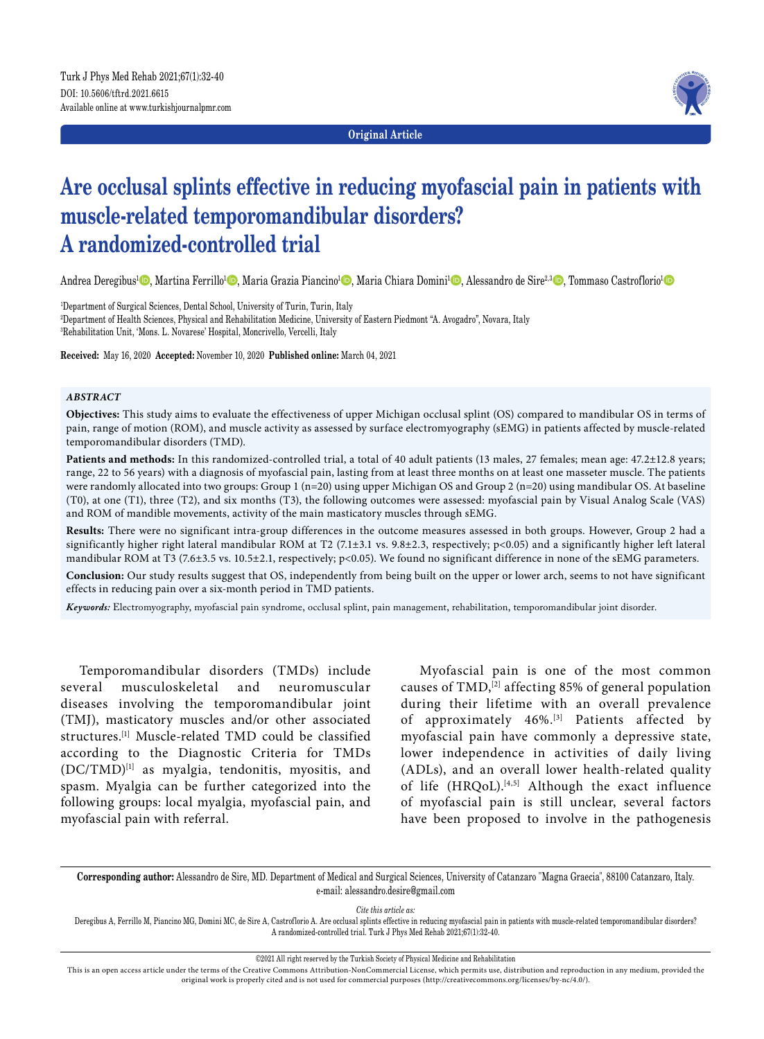Original Article

# Are occlusal splints effective in reducing myofascial pain in patients with muscle-related temporomandibular disorders? A randomized-controlled trial

Andrea Deregibus[1], Martina Ferrillo[1], Maria Grazia Piancino[1], Maria Chiara Domini[1], Alessandro de Sire[2,3], Tommaso Castroflorio[1]

[1]Department of Surgical Sciences, Dental School, University of Turin, Turin, Italy

[2]Department of Health Sciences, Physical and Rehabilitation Medicine, University of Eastern Piedmont "A. Avogadro", Novara, Italy

[3]Rehabilitation Unit, 'Mons. L. Novarese' Hospital, Moncrivello, Vercelli, Italy

**Received:** May 16, 2020 **Accepted:** November 10, 2020 **Published online:** March 04, 2021

### *ABSTRACT*

**Objectives:** This study aims to evaluate the effectiveness of upper Michigan occlusal splint (OS) compared to mandibular OS in terms of pain, range of motion (ROM), and muscle activity as assessed by surface electromyography (sEMG) in patients affected by muscle-related temporomandibular disorders (TMD).

**Patients and methods:** In this randomized-controlled trial, a total of 40 adult patients (13 males, 27 females; mean age: 47.2±12.8 years; range, 22 to 56 years) with a diagnosis of myofascial pain, lasting from at least three months on at least one masseter muscle. The patients were randomly allocated into two groups: Group 1 (n=20) using upper Michigan OS and Group 2 (n=20) using mandibular OS. At baseline (T0), at one (T1), three (T2), and six months (T3), the following outcomes were assessed: myofascial pain by Visual Analog Scale (VAS) and ROM of mandible movements, activity of the main masticatory muscles through sEMG.

**Results:** There were no significant intra-group differences in the outcome measures assessed in both groups. However, Group 2 had a significantly higher right lateral mandibular ROM at T2 (7.1±3.1 vs. 9.8±2.3, respectively; $p<0.05$) and a significantly higher left lateral mandibular ROM at T3 (7.6±3.5 vs. 10.5±2.1, respectively; $p<0.05$). We found no significant difference in none of the sEMG parameters.

**Conclusion:** Our study results suggest that OS, independently from being built on the upper or lower arch, seems to not have significant effects in reducing pain over a six-month period in TMD patients.

***Keywords:*** Electromyography, myofascial pain syndrome, occlusal splint, pain management, rehabilitation, temporomandibular joint disorder.

Temporomandibular disorders (TMDs) include several musculoskeletal and neuromuscular diseases involving the temporomandibular joint (TMJ), masticatory muscles and/or other associated structures.[1] Muscle-related TMD could be classified according to the Diagnostic Criteria for TMDs (DC/TMD)[1] as myalgia, tendonitis, myositis, and spasm. Myalgia can be further categorized into the following groups: local myalgia, myofascial pain, and myofascial pain with referral.

Myofascial pain is one of the most common causes of TMD,[2] affecting 85% of general population during their lifetime with an overall prevalence of approximately 46%.[3] Patients affected by myofascial pain have commonly a depressive state, lower independence in activities of daily living (ADLs), and an overall lower health-related quality of life (HRQoL).[4,5] Although the exact influence of myofascial pain is still unclear, several factors have been proposed to involve in the pathogenesis

**Corresponding author:** Alessandro de Sire, MD. Department of Medical and Surgical Sciences, University of Catanzaro "Magna Graecia", 88100 Catanzaro, Italy. e-mail: alessandro.desire@gmail.com

*Cite this article as:*

Deregibus A, Ferrillo M, Piancino MG, Domini MC, de Sire A, Castroflorio A. Are occlusal splints effective in reducing myofascial pain in patients with muscle-related temporomandibular disorders? A randomized-controlled trial. Turk J Phys Med Rehab 2021;67(1):32-40.

©2021 All right reserved by the Turkish Society of Physical Medicine and Rehabilitation

This is an open access article under the terms of the Creative Commons Attribution-NonCommercial License, which permits use, distribution and reproduction in any medium, provided the original work is properly cited and is not used for commercial purposes (http://creativecommons.org/licenses/by-nc/4.0/).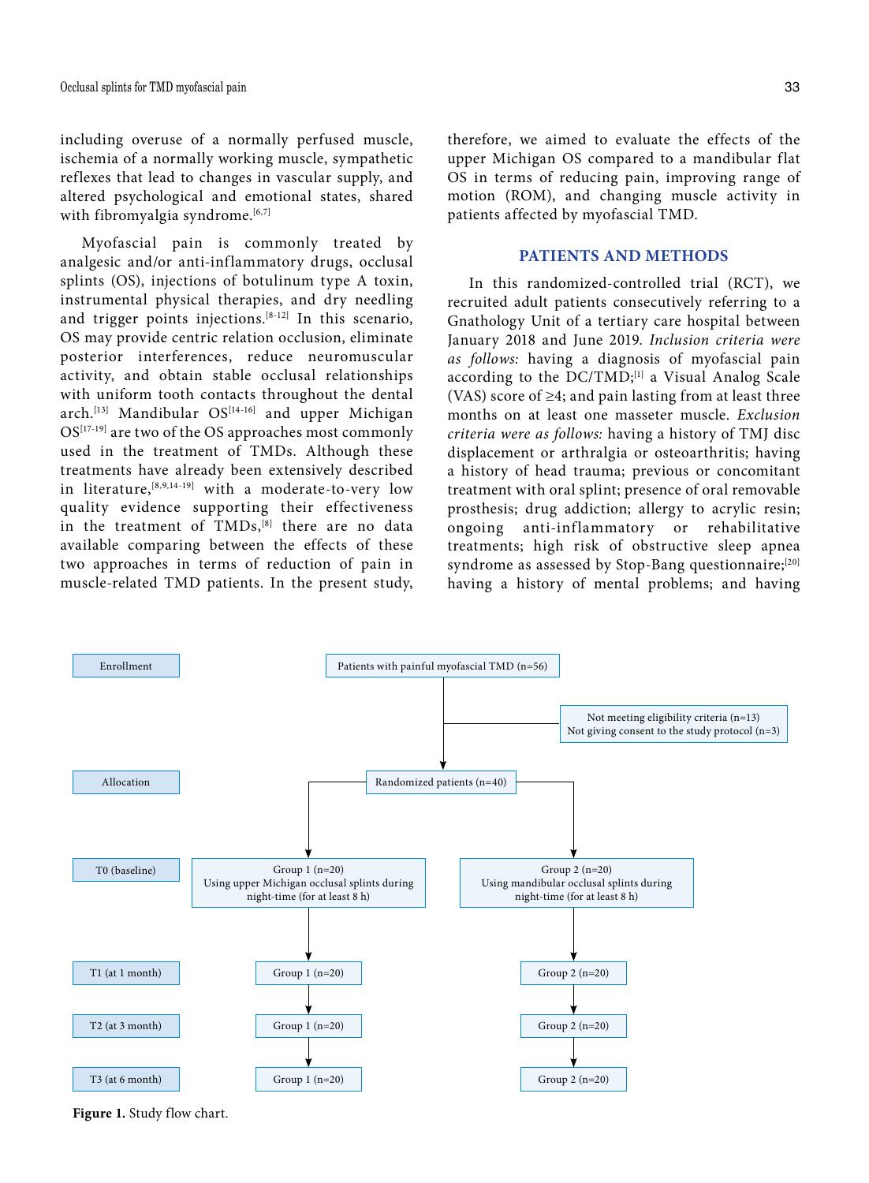including overuse of a normally perfused muscle, ischemia of a normally working muscle, sympathetic reflexes that lead to changes in vascular supply, and altered psychological and emotional states, shared with fibromyalgia syndrome.[6,7]

Myofascial pain is commonly treated by analgesic and/or anti-inflammatory drugs, occlusal splints (OS), injections of botulinum type A toxin, instrumental physical therapies, and dry needling and trigger points injections.[8-12] In this scenario, OS may provide centric relation occlusion, eliminate posterior interferences, reduce neuromuscular activity, and obtain stable occlusal relationships with uniform tooth contacts throughout the dental arch.[13] Mandibular OS[14-16] and upper Michigan OS[17-19] are two of the OS approaches most commonly used in the treatment of TMDs. Although these treatments have already been extensively described in literature,[8,9,14-19] with a moderate-to-very low quality evidence supporting their effectiveness in the treatment of TMDs,[8] there are no data available comparing between the effects of these two approaches in terms of reduction of pain in muscle-related TMD patients. In the present study, therefore, we aimed to evaluate the effects of the upper Michigan OS compared to a mandibular flat OS in terms of reducing pain, improving range of motion (ROM), and changing muscle activity in patients affected by myofascial TMD.

## PATIENTS AND METHODS

In this randomized-controlled trial (RCT), we recruited adult patients consecutively referring to a Gnathology Unit of a tertiary care hospital between January 2018 and June 2019. *Inclusion criteria were as follows:* having a diagnosis of myofascial pain according to the DC/TMD;[1] a Visual Analog Scale (VAS) score of ≥4; and pain lasting from at least three months on at least one masseter muscle. *Exclusion criteria were as follows:* having a history of TMJ disc displacement or arthralgia or osteoarthritis; having a history of head trauma; previous or concomitant treatment with oral splint; presence of oral removable prosthesis; drug addiction; allergy to acrylic resin; ongoing anti-inflammatory or rehabilitative treatments; high risk of obstructive sleep apnea syndrome as assessed by Stop-Bang questionnaire;[20] having a history of mental problems; and having

Enrollment: Patients with painful myofascial TMD (n=56)
Not meeting eligibility criteria (n=13)
Not giving consent to the study protocol (n=3)

Allocation: Randomized patients (n=40)

T0 (baseline): Group 1 (n=20) Using upper Michigan occlusal splints during night-time (for at least 8 h) | Group 2 (n=20) Using mandibular occlusal splints during night-time (for at least 8 h)

T1 (at 1 month): Group 1 (n=20) | Group 2 (n=20)

T2 (at 3 month): Group 1 (n=20) | Group 2 (n=20)

T3 (at 6 month): Group 1 (n=20) | Group 2 (n=20)

**Figure 1.** Study flow chart.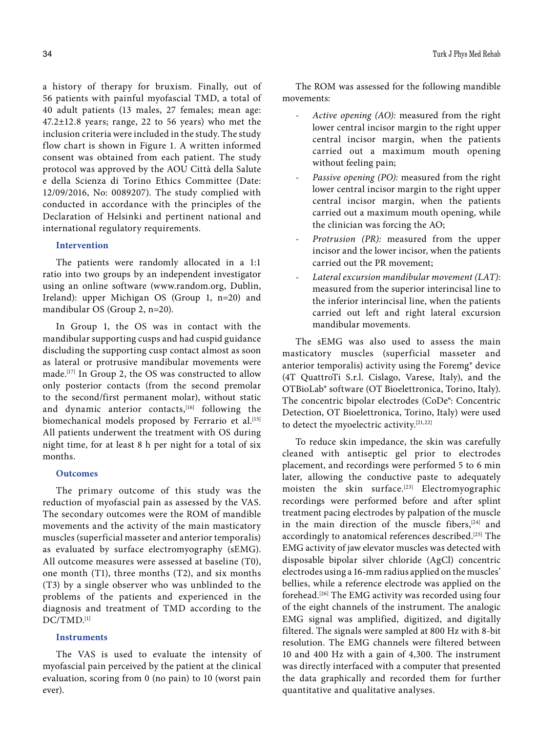a history of therapy for bruxism. Finally, out of 56 patients with painful myofascial TMD, a total of 40 adult patients (13 males, 27 females; mean age: 47.2±12.8 years; range, 22 to 56 years) who met the inclusion criteria were included in the study. The study flow chart is shown in Figure 1. A written informed consent was obtained from each patient. The study protocol was approved by the AOU Città della Salute e della Scienza di Torino Ethics Committee (Date: 12/09/2016, No: 0089207). The study complied with conducted in accordance with the principles of the Declaration of Helsinki and pertinent national and international regulatory requirements.

### Intervention

The patients were randomly allocated in a 1:1 ratio into two groups by an independent investigator using an online software (www.random.org, Dublin, Ireland): upper Michigan OS (Group 1, n=20) and mandibular OS (Group 2, n=20).

In Group 1, the OS was in contact with the mandibular supporting cusps and had cuspid guidance discluding the supporting cusp contact almost as soon as lateral or protrusive mandibular movements were made.[17] In Group 2, the OS was constructed to allow only posterior contacts (from the second premolar to the second/first permanent molar), without static and dynamic anterior contacts,[16] following the biomechanical models proposed by Ferrario et al.[15] All patients underwent the treatment with OS during night time, for at least 8 h per night for a total of six months.

### Outcomes

The primary outcome of this study was the reduction of myofascial pain as assessed by the VAS. The secondary outcomes were the ROM of mandible movements and the activity of the main masticatory muscles (superficial masseter and anterior temporalis) as evaluated by surface electromyography (sEMG). All outcome measures were assessed at baseline (T0), one month (T1), three months (T2), and six months (T3) by a single observer who was unblinded to the problems of the patients and experienced in the diagnosis and treatment of TMD according to the DC/TMD.[1]

### Instruments

The VAS is used to evaluate the intensity of myofascial pain perceived by the patient at the clinical evaluation, scoring from 0 (no pain) to 10 (worst pain ever).

The ROM was assessed for the following mandible movements:

- *Active opening (AO):* measured from the right lower central incisor margin to the right upper central incisor margin, when the patients carried out a maximum mouth opening without feeling pain;
- *Passive opening (PO):* measured from the right lower central incisor margin to the right upper central incisor margin, when the patients carried out a maximum mouth opening, while the clinician was forcing the AO;
- *Protrusion (PR):* measured from the upper incisor and the lower incisor, when the patients carried out the PR movement;
- *Lateral excursion mandibular movement (LAT):* measured from the superior interincisal line to the inferior interincisal line, when the patients carried out left and right lateral excursion mandibular movements.

The sEMG was also used to assess the main masticatory muscles (superficial masseter and anterior temporalis) activity using the Foremg® device (4T QuattroTi S.r.l. Cislago, Varese, Italy), and the OTBioLab® software (OT Bioelettronica, Torino, Italy). The concentric bipolar electrodes (CoDe®: Concentric Detection, OT Bioelettronica, Torino, Italy) were used to detect the myoelectric activity.[21,22]

To reduce skin impedance, the skin was carefully cleaned with antiseptic gel prior to electrodes placement, and recordings were performed 5 to 6 min later, allowing the conductive paste to adequately moisten the skin surface.[23] Electromyographic recordings were performed before and after splint treatment pacing electrodes by palpation of the muscle in the main direction of the muscle fibers,[24] and accordingly to anatomical references described.[25] The EMG activity of jaw elevator muscles was detected with disposable bipolar silver chloride (AgCl) concentric electrodes using a 16-mm radius applied on the muscles' bellies, while a reference electrode was applied on the forehead.[26] The EMG activity was recorded using four of the eight channels of the instrument. The analogic EMG signal was amplified, digitized, and digitally filtered. The signals were sampled at 800 Hz with 8-bit resolution. The EMG channels were filtered between 10 and 400 Hz with a gain of 4,300. The instrument was directly interfaced with a computer that presented the data graphically and recorded them for further quantitative and qualitative analyses.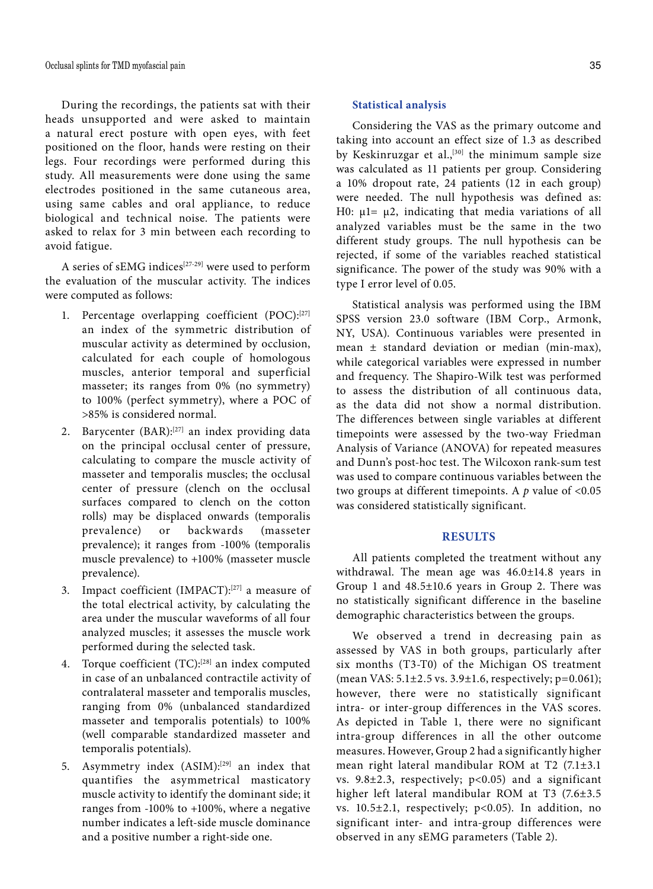During the recordings, the patients sat with their heads unsupported and were asked to maintain a natural erect posture with open eyes, with feet positioned on the floor, hands were resting on their legs. Four recordings were performed during this study. All measurements were done using the same electrodes positioned in the same cutaneous area, using same cables and oral appliance, to reduce biological and technical noise. The patients were asked to relax for 3 min between each recording to avoid fatigue.

A series of sEMG indices[27-29] were used to perform the evaluation of the muscular activity. The indices were computed as follows:

1. Percentage overlapping coefficient (POC):[27] an index of the symmetric distribution of muscular activity as determined by occlusion, calculated for each couple of homologous muscles, anterior temporal and superficial masseter; its ranges from 0% (no symmetry) to 100% (perfect symmetry), where a POC of >85% is considered normal.
2. Barycenter (BAR):[27] an index providing data on the principal occlusal center of pressure, calculating to compare the muscle activity of masseter and temporalis muscles; the occlusal center of pressure (clench on the occlusal surfaces compared to clench on the cotton rolls) may be displaced onwards (temporalis prevalence) or backwards (masseter prevalence); it ranges from -100% (temporalis muscle prevalence) to +100% (masseter muscle prevalence).
3. Impact coefficient (IMPACT):[27] a measure of the total electrical activity, by calculating the area under the muscular waveforms of all four analyzed muscles; it assesses the muscle work performed during the selected task.
4. Torque coefficient (TC):[28] an index computed in case of an unbalanced contractile activity of contralateral masseter and temporalis muscles, ranging from 0% (unbalanced standardized masseter and temporalis potentials) to 100% (well comparable standardized masseter and temporalis potentials).
5. Asymmetry index (ASIM):[29] an index that quantifies the asymmetrical masticatory muscle activity to identify the dominant side; it ranges from -100% to +100%, where a negative number indicates a left-side muscle dominance and a positive number a right-side one.

### Statistical analysis

Considering the VAS as the primary outcome and taking into account an effect size of 1.3 as described by Keskinruzgar et al.,[30] the minimum sample size was calculated as 11 patients per group. Considering a 10% dropout rate, 24 patients (12 in each group) were needed. The null hypothesis was defined as: H0: $\mu1= \mu2$, indicating that media variations of all analyzed variables must be the same in the two different study groups. The null hypothesis can be rejected, if some of the variables reached statistical significance. The power of the study was 90% with a type I error level of 0.05.

Statistical analysis was performed using the IBM SPSS version 23.0 software (IBM Corp., Armonk, NY, USA). Continuous variables were presented in mean ± standard deviation or median (min-max), while categorical variables were expressed in number and frequency. The Shapiro-Wilk test was performed to assess the distribution of all continuous data, as the data did not show a normal distribution. The differences between single variables at different timepoints were assessed by the two-way Friedman Analysis of Variance (ANOVA) for repeated measures and Dunn's post-hoc test. The Wilcoxon rank-sum test was used to compare continuous variables between the two groups at different timepoints. A *p* value of <0.05 was considered statistically significant.

## RESULTS

All patients completed the treatment without any withdrawal. The mean age was 46.0±14.8 years in Group 1 and 48.5±10.6 years in Group 2. There was no statistically significant difference in the baseline demographic characteristics between the groups.

We observed a trend in decreasing pain as assessed by VAS in both groups, particularly after six months (T3-T0) of the Michigan OS treatment (mean VAS: 5.1±2.5 vs. 3.9±1.6, respectively; p=0.061); however, there were no statistically significant intra- or inter-group differences in the VAS scores. As depicted in Table 1, there were no significant intra-group differences in all the other outcome measures. However, Group 2 had a significantly higher mean right lateral mandibular ROM at T2 (7.1±3.1 vs. 9.8±2.3, respectively; p<0.05) and a significant higher left lateral mandibular ROM at T3 (7.6±3.5 vs. 10.5±2.1, respectively; p<0.05). In addition, no significant inter- and intra-group differences were observed in any sEMG parameters (Table 2).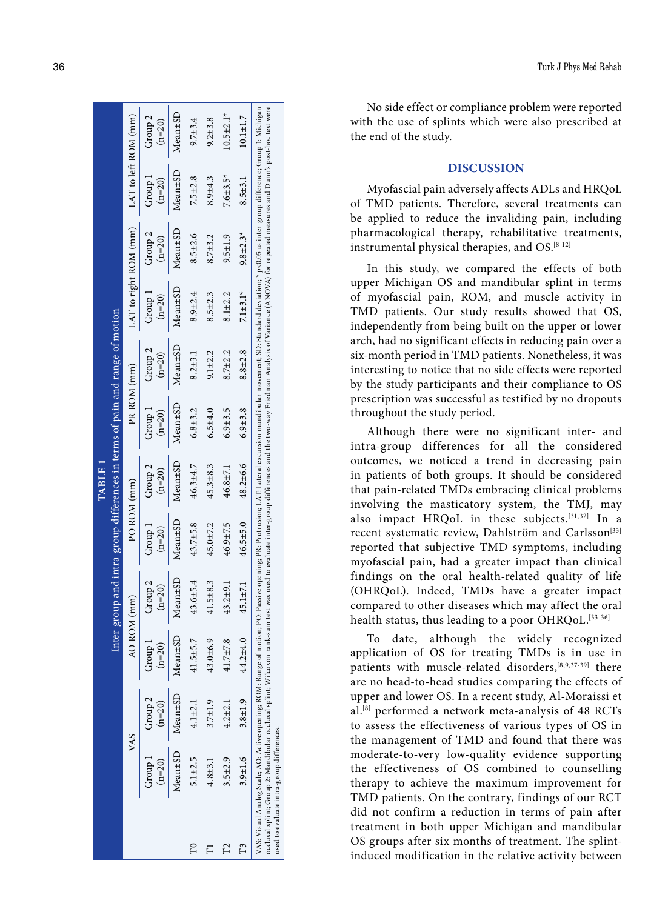**TABLE 1**

Inter-group and intra-group differences in terms of pain and range of motion

| | VAS | | AO ROM (mm) | | PO ROM (mm) | | PR ROM (mm) | | LAT to right ROM (mm) | | LAT to left ROM (mm) | |
|---|---|---|---|---|---|---|---|---|---|---|---|---|
| | Group 1 (n=20) | Group 2 (n=20) | Group 1 (n=20) | Group 2 (n=20) | Group 1 (n=20) | Group 2 (n=20) | Group 1 (n=20) | Group 2 (n=20) | Group 1 (n=20) | Group 2 (n=20) | Group 1 (n=20) | Group 2 (n=20) |
| | Mean±SD | Mean±SD | Mean±SD | Mean±SD | Mean±SD | Mean±SD | Mean±SD | Mean±SD | Mean±SD | Mean±SD | Mean±SD | Mean±SD |
| T0 | 5.1±2.5 | 4.1±2.1 | 41.5±5.7 | 43.6±5.4 | 43.7±5.8 | 46.3±4.7 | 6.8±3.2 | 8.2±3.1 | 8.9±2.4 | 8.5±2.6 | 7.5±2.8 | 9.7±3.4 |
| T1 | 4.8±3.1 | 3.7±1.9 | 43.0±6.9 | 41.5±8.3 | 45.0±7.2 | 45.3±8.3 | 6.5±4.0 | 9.1±2.2 | 8.5±2.3 | 8.7±3.2 | 8.9±4.3 | 9.2±3.8 |
| T2 | 3.5±2.9 | 4.2±2.1 | 41.7±7.8 | 43.2±9.1 | 46.9±7.5 | 46.8±7.1 | 6.9±3.5 | 8.7±2.2 | 8.1±2.2 | 9.5±1.9 | 7.6±3.5* | 10.5±2.1* |
| T3 | 3.9±1.6 | 3.8±1.9 | 44.2±4.0 | 45.1±7.1 | 46.5±5.0 | 48.2±6.6 | 6.9±3.8 | 8.8±2.8 | 7.1±3.1* | 9.8±2.3* | 8.5±3.1 | 10.1±1.7 |

VAS: Visual Analog Scale; AO: Active opening; ROM: Range of motion; PO: Passive opening; PR: Protrusion; LAT: Lateral excursion mandibular movement; SD: Standard deviation; * p<0.05 as inter-group difference; Group 1: Michigan occlusal splint; Group 2: Mandibular occlusal splint; Wilcoxon rank-sum test was used to evaluate inter-group differences and the two-way Friedman Analysis of Variance (ANOVA) for repeated measures and Dunn's post-hoc test were used to evaluate intra-group differences.

No side effect or compliance problem were reported with the use of splints which were also prescribed at the end of the study.

## DISCUSSION

Myofascial pain adversely affects ADLs and HRQoL of TMD patients. Therefore, several treatments can be applied to reduce the invaliding pain, including pharmacological therapy, rehabilitative treatments, instrumental physical therapies, and OS.[8-12]

In this study, we compared the effects of both upper Michigan OS and mandibular splint in terms of myofascial pain, ROM, and muscle activity in TMD patients. Our study results showed that OS, independently from being built on the upper or lower arch, had no significant effects in reducing pain over a six-month period in TMD patients. Nonetheless, it was interesting to notice that no side effects were reported by the study participants and their compliance to OS prescription was successful as testified by no dropouts throughout the study period.

Although there were no significant inter- and intra-group differences for all the considered outcomes, we noticed a trend in decreasing pain in patients of both groups. It should be considered that pain-related TMDs embracing clinical problems involving the masticatory system, the TMJ, may also impact HRQoL in these subjects.[31,32] In a recent systematic review, Dahlström and Carlsson[33] reported that subjective TMD symptoms, including myofascial pain, had a greater impact than clinical findings on the oral health-related quality of life (OHRQoL). Indeed, TMDs have a greater impact compared to other diseases which may affect the oral health status, thus leading to a poor OHRQoL.[33-36]

To date, although the widely recognized application of OS for treating TMDs is in use in patients with muscle-related disorders,[8,9,37-39] there are no head-to-head studies comparing the effects of upper and lower OS. In a recent study, Al-Moraissi et al.[8] performed a network meta-analysis of 48 RCTs to assess the effectiveness of various types of OS in the management of TMD and found that there was moderate-to-very low-quality evidence supporting the effectiveness of OS combined to counselling therapy to achieve the maximum improvement for TMD patients. On the contrary, findings of our RCT did not confirm a reduction in terms of pain after treatment in both upper Michigan and mandibular OS groups after six months of treatment. The splint-induced modification in the relative activity between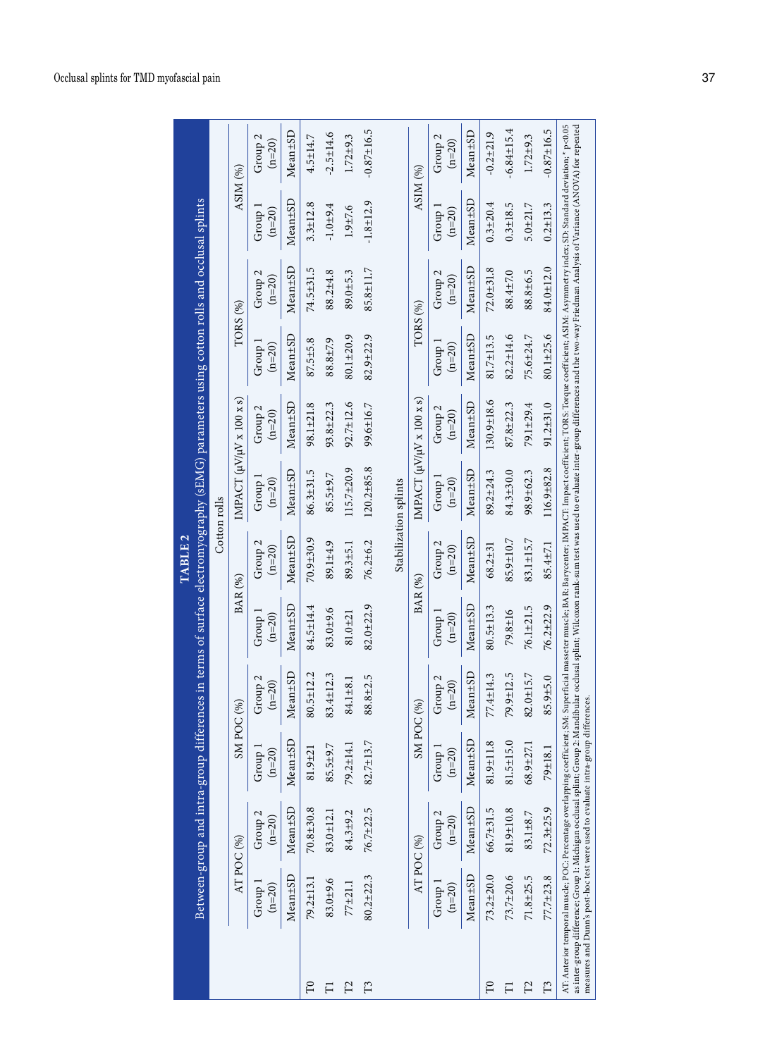**TABLE 2**

Between-group and intra-group differences in terms of surface electromyography (sEMG) parameters using cotton rolls and occlusal splints

**Cotton rolls**

| | AT POC (%) | | SM POC (%) | | BAR (%) | | IMPACT (μV/μV x 100 x s) | | TORS (%) | | ASIM (%) | |
|---|---|---|---|---|---|---|---|---|---|---|---|---|
| | Group 1 (n=20) | Group 2 (n=20) | Group 1 (n=20) | Group 2 (n=20) | Group 1 (n=20) | Group 2 (n=20) | Group 1 (n=20) | Group 2 (n=20) | Group 1 (n=20) | Group 2 (n=20) | Group 1 (n=20) | Group 2 (n=20) |
| | Mean±SD | Mean±SD | Mean±SD | Mean±SD | Mean±SD | Mean±SD | Mean±SD | Mean±SD | Mean±SD | Mean±SD | Mean±SD | Mean±SD |
| T0 | 79.2±13.1 | 70.8±30.8 | 81.9±21 | 80.5±12.2 | 84.5±14.4 | 70.9±30.9 | 86.3±31.5 | 98.1±21.8 | 87.5±5.8 | 74.5±31.5 | 3.3±12.8 | 4.5±14.7 |
| T1 | 83.0±9.6 | 83.0±12.1 | 85.5±9.7 | 83.4±12.3 | 83.0±9.6 | 89.1±4.9 | 85.5±9.7 | 93.8±22.3 | 88.8±7.9 | 88.2±4.8 | -1.0±9.4 | -2.5±14.6 |
| T2 | 77±21.1 | 84.3±9.2 | 79.2±14.1 | 84.1±8.1 | 81.0±21 | 89.3±5.1 | 115.7±20.9 | 92.7±12.6 | 80.1±20.9 | 89.0±5.3 | 1.9±7.6 | 1.72±9.3 |
| T3 | 80.2±22.3 | 76.7±22.5 | 82.7±13.7 | 88.8±2.5 | 82.0±22.9 | 76.2±6.2 | 120.2±85.8 | 99.6±16.7 | 82.9±22.9 | 85.8±11.7 | -1.8±12.9 | -0.87±16.5 |

**Stabilization splints**

| | AT POC (%) | | SM POC (%) | | BAR (%) | | IMPACT (μV/μV x 100 x s) | | TORS (%) | | ASIM (%) | |
|---|---|---|---|---|---|---|---|---|---|---|---|---|
| | Group 1 (n=20) | Group 2 (n=20) | Group 1 (n=20) | Group 2 (n=20) | Group 1 (n=20) | Group 2 (n=20) | Group 1 (n=20) | Group 2 (n=20) | Group 1 (n=20) | Group 2 (n=20) | Group 1 (n=20) | Group 2 (n=20) |
| | Mean±SD | Mean±SD | Mean±SD | Mean±SD | Mean±SD | Mean±SD | Mean±SD | Mean±SD | Mean±SD | Mean±SD | Mean±SD | Mean±SD |
| T0 | 73.2±20.0 | 66.7±31.5 | 81.9±11.8 | 77.4±14.3 | 80.5±13.3 | 68.2±31 | 89.2±24.3 | 130.9±18.6 | 81.7±13.5 | 72.0±31.8 | 0.3±20.4 | -0.2±21.9 |
| T1 | 73.7±20.6 | 81.9±10.8 | 81.5±15.0 | 79.9±12.5 | 79.8±16 | 85.9±10.7 | 84.3±30.0 | 87.8±22.3 | 82.2±14.6 | 88.4±7.0 | 0.3±18.5 | -6.84±15.4 |
| T2 | 71.8±25.5 | 83.1±8.7 | 68.9±27.1 | 82.0±15.7 | 76.1±21.5 | 83.1±15.7 | 98.9±62.3 | 79.1±29.4 | 75.6±24.7 | 88.8±6.5 | 5.0±21.7 | 1.72±9.3 |
| T3 | 77.7±23.8 | 72.3±25.9 | 79±18.1 | 85.9±5.0 | 76.2±22.9 | 85.4±7.1 | 116.9±82.8 | 91.2±31.0 | 80.1±25.6 | 84.0±12.0 | 0.2±13.3 | -0.87±16.5 |

AT: Anterior temporal muscle; POC: Percentage overlapping coefficient; SM: Superficial masseter muscle; BAR: Barycenter; IMPACT: Impact coefficient; TORS: Torque coefficient; ASIM: Asymmetry index; SD: Standard deviation; * $p<0.05$ as inter-group difference; Group 1: Michigan occlusal splint; Group 2: Mandibular occlusal splint; Wilcoxon rank-sum test was used to evaluate inter-group differences and the two-way Friedman Analysis of Variance (ANOVA) for repeated measures and Dunn's post-hoc test were used to evaluate intra-group differences.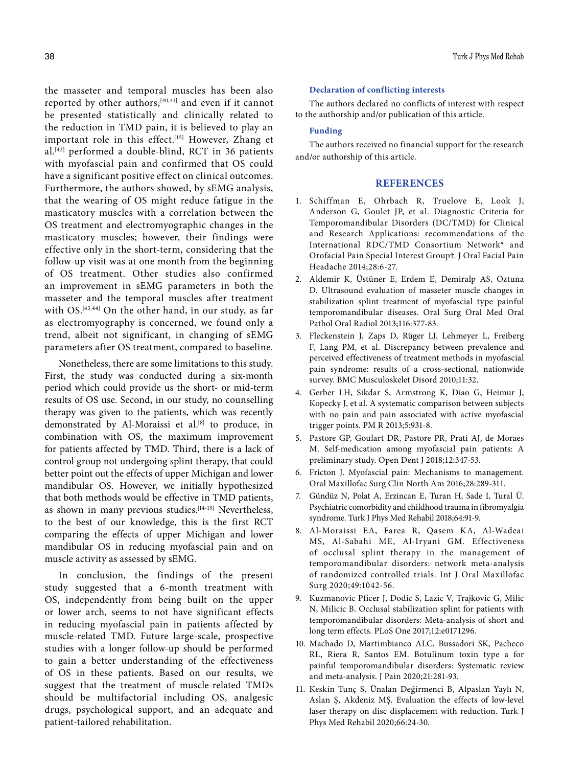the masseter and temporal muscles has been also reported by other authors,[40,41] and even if it cannot be presented statistically and clinically related to the reduction in TMD pain, it is believed to play an important role in this effect.[15] However, Zhang et al.[42] performed a double-blind, RCT in 36 patients with myofascial pain and confirmed that OS could have a significant positive effect on clinical outcomes. Furthermore, the authors showed, by sEMG analysis, that the wearing of OS might reduce fatigue in the masticatory muscles with a correlation between the OS treatment and electromyographic changes in the masticatory muscles; however, their findings were effective only in the short-term, considering that the follow-up visit was at one month from the beginning of OS treatment. Other studies also confirmed an improvement in sEMG parameters in both the masseter and the temporal muscles after treatment with OS.[43,44] On the other hand, in our study, as far as electromyography is concerned, we found only a trend, albeit not significant, in changing of sEMG parameters after OS treatment, compared to baseline.

Nonetheless, there are some limitations to this study. First, the study was conducted during a six-month period which could provide us the short- or mid-term results of OS use. Second, in our study, no counselling therapy was given to the patients, which was recently demonstrated by Al-Moraissi et al.[8] to produce, in combination with OS, the maximum improvement for patients affected by TMD. Third, there is a lack of control group not undergoing splint therapy, that could better point out the effects of upper Michigan and lower mandibular OS. However, we initially hypothesized that both methods would be effective in TMD patients, as shown in many previous studies.[14-19] Nevertheless, to the best of our knowledge, this is the first RCT comparing the effects of upper Michigan and lower mandibular OS in reducing myofascial pain and on muscle activity as assessed by sEMG.

In conclusion, the findings of the present study suggested that a 6-month treatment with OS, independently from being built on the upper or lower arch, seems to not have significant effects in reducing myofascial pain in patients affected by muscle-related TMD. Future large-scale, prospective studies with a longer follow-up should be performed to gain a better understanding of the effectiveness of OS in these patients. Based on our results, we suggest that the treatment of muscle-related TMDs should be multifactorial including OS, analgesic drugs, psychological support, and an adequate and patient-tailored rehabilitation.

### Declaration of conflicting interests

The authors declared no conflicts of interest with respect to the authorship and/or publication of this article.

### Funding

The authors received no financial support for the research and/or authorship of this article.

## REFERENCES

1. Schiffman E, Ohrbach R, Truelove E, Look J, Anderson G, Goulet JP, et al. Diagnostic Criteria for Temporomandibular Disorders (DC/TMD) for Clinical and Research Applications: recommendations of the International RDC/TMD Consortium Network* and Orofacial Pain Special Interest Group†. J Oral Facial Pain Headache 2014;28:6-27.
2. Aldemir K, Üstüner E, Erdem E, Demiralp AS, Oztuna D. Ultrasound evaluation of masseter muscle changes in stabilization splint treatment of myofascial type painful temporomandibular diseases. Oral Surg Oral Med Oral Pathol Oral Radiol 2013;116:377-83.
3. Fleckenstein J, Zaps D, Rüger LJ, Lehmeyer L, Freiberg F, Lang PM, et al. Discrepancy between prevalence and perceived effectiveness of treatment methods in myofascial pain syndrome: results of a cross-sectional, nationwide survey. BMC Musculoskelet Disord 2010;11:32.
4. Gerber LH, Sikdar S, Armstrong K, Diao G, Heimur J, Kopecky J, et al. A systematic comparison between subjects with no pain and pain associated with active myofascial trigger points. PM R 2013;5:931-8.
5. Pastore GP, Goulart DR, Pastore PR, Prati AJ, de Moraes M. Self-medication among myofascial pain patients: A preliminary study. Open Dent J 2018;12:347-53.
6. Fricton J. Myofascial pain: Mechanisms to management. Oral Maxillofac Surg Clin North Am 2016;28:289-311.
7. Gündüz N, Polat A, Erzincan E, Turan H, Sade I, Tural Ü. Psychiatric comorbidity and childhood trauma in fibromyalgia syndrome. Turk J Phys Med Rehabil 2018;64:91-9.
8. Al-Moraissi EA, Farea R, Qasem KA, Al-Wadeai MS, Al-Sabahi ME, Al-Iryani GM. Effectiveness of occlusal splint therapy in the management of temporomandibular disorders: network meta-analysis of randomized controlled trials. Int J Oral Maxillofac Surg 2020;49:1042-56.
9. Kuzmanovic Pficer J, Dodic S, Lazic V, Trajkovic G, Milic N, Milicic B. Occlusal stabilization splint for patients with temporomandibular disorders: Meta-analysis of short and long term effects. PLoS One 2017;12:e0171296.
10. Machado D, Martimbianco ALC, Bussadori SK, Pacheco RL, Riera R, Santos EM. Botulinum toxin type a for painful temporomandibular disorders: Systematic review and meta-analysis. J Pain 2020;21:281-93.
11. Keskin Tunç S, Ünalan Değirmenci B, Alpaslan Yaylı N, Aslan Ş, Akdeniz MŞ. Evaluation the effects of low-level laser therapy on disc displacement with reduction. Turk J Phys Med Rehabil 2020;66:24-30.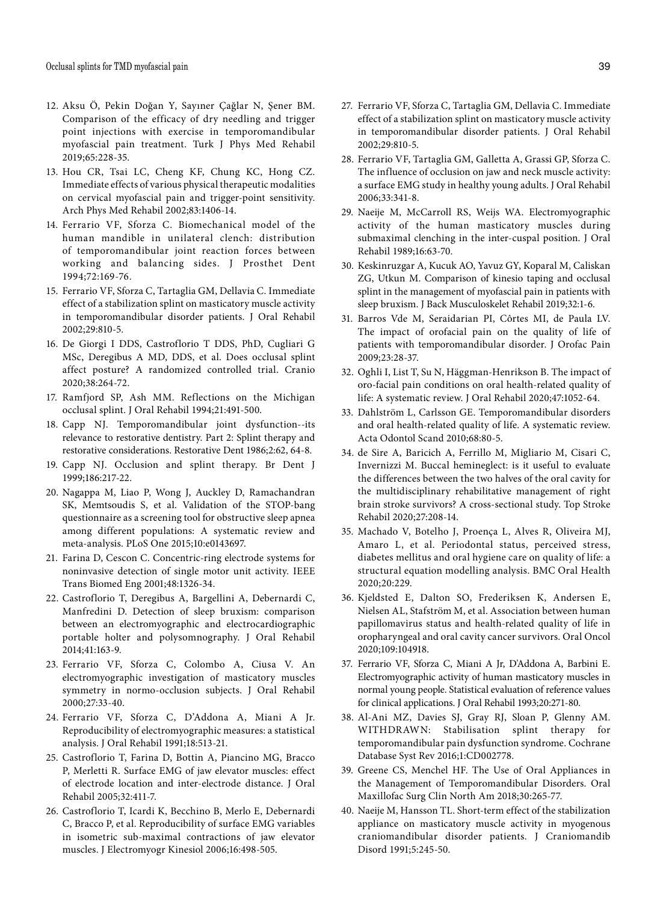12. Aksu Ö, Pekin Doğan Y, Sayıner Çağlar N, Şener BM. Comparison of the efficacy of dry needling and trigger point injections with exercise in temporomandibular myofascial pain treatment. Turk J Phys Med Rehabil 2019;65:228-35.
13. Hou CR, Tsai LC, Cheng KF, Chung KC, Hong CZ. Immediate effects of various physical therapeutic modalities on cervical myofascial pain and trigger-point sensitivity. Arch Phys Med Rehabil 2002;83:1406-14.
14. Ferrario VF, Sforza C. Biomechanical model of the human mandible in unilateral clench: distribution of temporomandibular joint reaction forces between working and balancing sides. J Prosthet Dent 1994;72:169-76.
15. Ferrario VF, Sforza C, Tartaglia GM, Dellavia C. Immediate effect of a stabilization splint on masticatory muscle activity in temporomandibular disorder patients. J Oral Rehabil 2002;29:810-5.
16. De Giorgi I DDS, Castroflorio T DDS, PhD, Cugliari G MSc, Deregibus A MD, DDS, et al. Does occlusal splint affect posture? A randomized controlled trial. Cranio 2020;38:264-72.
17. Ramfjord SP, Ash MM. Reflections on the Michigan occlusal splint. J Oral Rehabil 1994;21:491-500.
18. Capp NJ. Temporomandibular joint dysfunction--its relevance to restorative dentistry. Part 2: Splint therapy and restorative considerations. Restorative Dent 1986;2:62, 64-8.
19. Capp NJ. Occlusion and splint therapy. Br Dent J 1999;186:217-22.
20. Nagappa M, Liao P, Wong J, Auckley D, Ramachandran SK, Memtsoudis S, et al. Validation of the STOP-bang questionnaire as a screening tool for obstructive sleep apnea among different populations: A systematic review and meta-analysis. PLoS One 2015;10:e0143697.
21. Farina D, Cescon C. Concentric-ring electrode systems for noninvasive detection of single motor unit activity. IEEE Trans Biomed Eng 2001;48:1326-34.
22. Castroflorio T, Deregibus A, Bargellini A, Debernardi C, Manfredini D. Detection of sleep bruxism: comparison between an electromyographic and electrocardiographic portable holter and polysomnography. J Oral Rehabil 2014;41:163-9.
23. Ferrario VF, Sforza C, Colombo A, Ciusa V. An electromyographic investigation of masticatory muscles symmetry in normo-occlusion subjects. J Oral Rehabil 2000;27:33-40.
24. Ferrario VF, Sforza C, D'Addona A, Miani A Jr. Reproducibility of electromyographic measures: a statistical analysis. J Oral Rehabil 1991;18:513-21.
25. Castroflorio T, Farina D, Bottin A, Piancino MG, Bracco P, Merletti R. Surface EMG of jaw elevator muscles: effect of electrode location and inter-electrode distance. J Oral Rehabil 2005;32:411-7.
26. Castroflorio T, Icardi K, Becchino B, Merlo E, Debernardi C, Bracco P, et al. Reproducibility of surface EMG variables in isometric sub-maximal contractions of jaw elevator muscles. J Electromyogr Kinesiol 2006;16:498-505.
27. Ferrario VF, Sforza C, Tartaglia GM, Dellavia C. Immediate effect of a stabilization splint on masticatory muscle activity in temporomandibular disorder patients. J Oral Rehabil 2002;29:810-5.
28. Ferrario VF, Tartaglia GM, Galletta A, Grassi GP, Sforza C. The influence of occlusion on jaw and neck muscle activity: a surface EMG study in healthy young adults. J Oral Rehabil 2006;33:341-8.
29. Naeije M, McCarroll RS, Weijs WA. Electromyographic activity of the human masticatory muscles during submaximal clenching in the inter-cuspal position. J Oral Rehabil 1989;16:63-70.
30. Keskinruzgar A, Kucuk AO, Yavuz GY, Koparal M, Caliskan ZG, Utkun M. Comparison of kinesio taping and occlusal splint in the management of myofascial pain in patients with sleep bruxism. J Back Musculoskelet Rehabil 2019;32:1-6.
31. Barros Vde M, Seraidarian PI, Côrtes MI, de Paula LV. The impact of orofacial pain on the quality of life of patients with temporomandibular disorder. J Orofac Pain 2009;23:28-37.
32. Oghli I, List T, Su N, Häggman-Henrikson B. The impact of oro-facial pain conditions on oral health-related quality of life: A systematic review. J Oral Rehabil 2020;47:1052-64.
33. Dahlström L, Carlsson GE. Temporomandibular disorders and oral health-related quality of life. A systematic review. Acta Odontol Scand 2010;68:80-5.
34. de Sire A, Baricich A, Ferrillo M, Migliario M, Cisari C, Invernizzi M. Buccal hemineglect: is it useful to evaluate the differences between the two halves of the oral cavity for the multidisciplinary rehabilitative management of right brain stroke survivors? A cross-sectional study. Top Stroke Rehabil 2020;27:208-14.
35. Machado V, Botelho J, Proença L, Alves R, Oliveira MJ, Amaro L, et al. Periodontal status, perceived stress, diabetes mellitus and oral hygiene care on quality of life: a structural equation modelling analysis. BMC Oral Health 2020;20:229.
36. Kjeldsted E, Dalton SO, Frederiksen K, Andersen E, Nielsen AL, Stafström M, et al. Association between human papillomavirus status and health-related quality of life in oropharyngeal and oral cavity cancer survivors. Oral Oncol 2020;109:104918.
37. Ferrario VF, Sforza C, Miani A Jr, D'Addona A, Barbini E. Electromyographic activity of human masticatory muscles in normal young people. Statistical evaluation of reference values for clinical applications. J Oral Rehabil 1993;20:271-80.
38. Al-Ani MZ, Davies SJ, Gray RJ, Sloan P, Glenny AM. WITHDRAWN: Stabilisation splint therapy for temporomandibular pain dysfunction syndrome. Cochrane Database Syst Rev 2016;1:CD002778.
39. Greene CS, Menchel HF. The Use of Oral Appliances in the Management of Temporomandibular Disorders. Oral Maxillofac Surg Clin North Am 2018;30:265-77.
40. Naeije M, Hansson TL. Short-term effect of the stabilization appliance on masticatory muscle activity in myogenous craniomandibular disorder patients. J Craniomandib Disord 1991;5:245-50.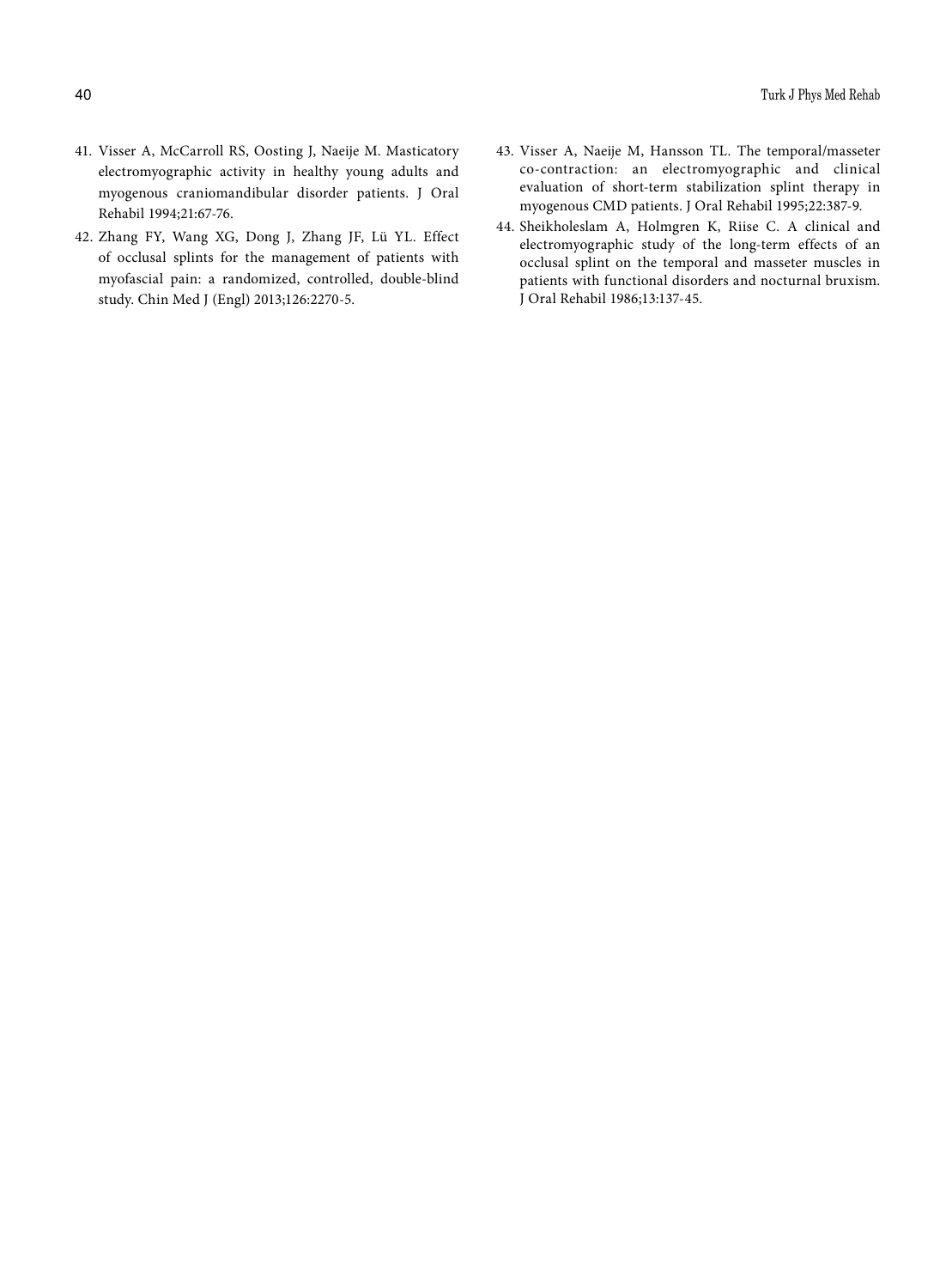41. Visser A, McCarroll RS, Oosting J, Naeije M. Masticatory electromyographic activity in healthy young adults and myogenous craniomandibular disorder patients. J Oral Rehabil 1994;21:67-76.
42. Zhang FY, Wang XG, Dong J, Zhang JF, Lü YL. Effect of occlusal splints for the management of patients with myofascial pain: a randomized, controlled, double-blind study. Chin Med J (Engl) 2013;126:2270-5.
43. Visser A, Naeije M, Hansson TL. The temporal/masseter co-contraction: an electromyographic and clinical evaluation of short-term stabilization splint therapy in myogenous CMD patients. J Oral Rehabil 1995;22:387-9.
44. Sheikholeslam A, Holmgren K, Riise C. A clinical and electromyographic study of the long-term effects of an occlusal splint on the temporal and masseter muscles in patients with functional disorders and nocturnal bruxism. J Oral Rehabil 1986;13:137-45.